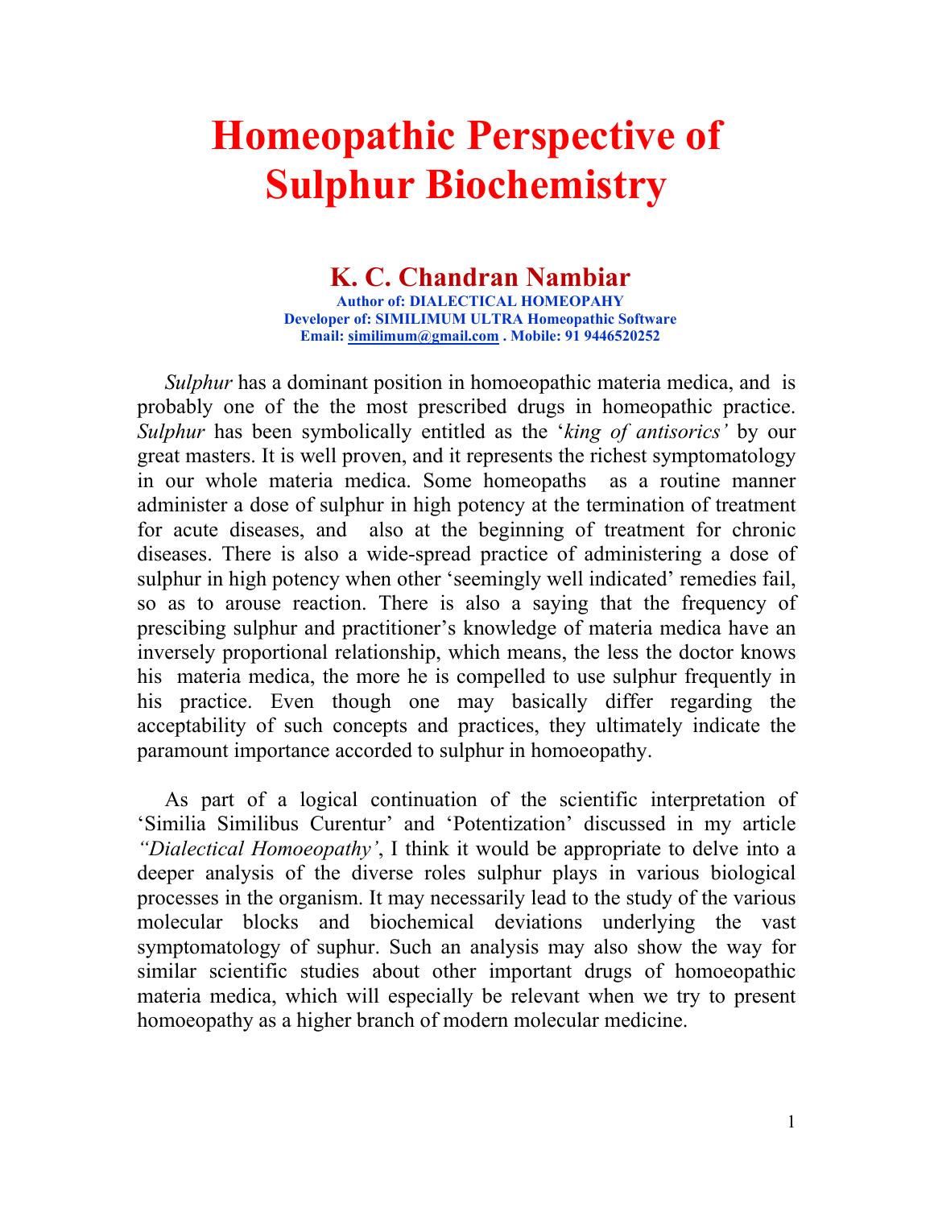# Homeopathic Perspective of Sulphur Biochemistry

## K. C. Chandran Nambiar

**Author of: DIALECTICAL HOMEOPAHY**
**Developer of: SIMILIMUM ULTRA Homeopathic Software**
**Email: similimum@gmail.com . Mobile: 91 9446520252**

*Sulphur* has a dominant position in homoeopathic materia medica, and is probably one of the the most prescribed drugs in homeopathic practice. *Sulphur* has been symbolically entitled as the '*king of antisorics'* by our great masters. It is well proven, and it represents the richest symptomatology in our whole materia medica. Some homeopaths as a routine manner administer a dose of sulphur in high potency at the termination of treatment for acute diseases, and also at the beginning of treatment for chronic diseases. There is also a wide-spread practice of administering a dose of sulphur in high potency when other 'seemingly well indicated' remedies fail, so as to arouse reaction. There is also a saying that the frequency of prescibing sulphur and practitioner's knowledge of materia medica have an inversely proportional relationship, which means, the less the doctor knows his materia medica, the more he is compelled to use sulphur frequently in his practice. Even though one may basically differ regarding the acceptability of such concepts and practices, they ultimately indicate the paramount importance accorded to sulphur in homoeopathy.

As part of a logical continuation of the scientific interpretation of 'Similia Similibus Curentur' and 'Potentization' discussed in my article *"Dialectical Homoeopathy'*, I think it would be appropriate to delve into a deeper analysis of the diverse roles sulphur plays in various biological processes in the organism. It may necessarily lead to the study of the various molecular blocks and biochemical deviations underlying the vast symptomatology of suphur. Such an analysis may also show the way for similar scientific studies about other important drugs of homoeopathic materia medica, which will especially be relevant when we try to present homoeopathy as a higher branch of modern molecular medicine.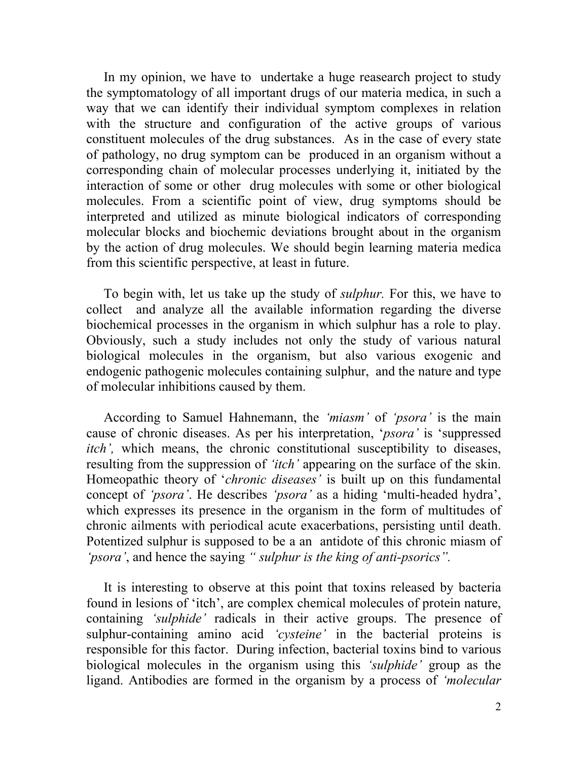In my opinion, we have to undertake a huge reasearch project to study the symptomatology of all important drugs of our materia medica, in such a way that we can identify their individual symptom complexes in relation with the structure and configuration of the active groups of various constituent molecules of the drug substances. As in the case of every state of pathology, no drug symptom can be produced in an organism without a corresponding chain of molecular processes underlying it, initiated by the interaction of some or other drug molecules with some or other biological molecules. From a scientific point of view, drug symptoms should be interpreted and utilized as minute biological indicators of corresponding molecular blocks and biochemic deviations brought about in the organism by the action of drug molecules. We should begin learning materia medica from this scientific perspective, at least in future.

To begin with, let us take up the study of *sulphur.* For this, we have to collect and analyze all the available information regarding the diverse biochemical processes in the organism in which sulphur has a role to play. Obviously, such a study includes not only the study of various natural biological molecules in the organism, but also various exogenic and endogenic pathogenic molecules containing sulphur, and the nature and type of molecular inhibitions caused by them.

According to Samuel Hahnemann, the *'miasm'* of *'psora'* is the main cause of chronic diseases. As per his interpretation, '*psora'* is 'suppressed *itch',* which means, the chronic constitutional susceptibility to diseases, resulting from the suppression of *'itch'* appearing on the surface of the skin. Homeopathic theory of '*chronic diseases'* is built up on this fundamental concept of *'psora'*. He describes *'psora'* as a hiding 'multi-headed hydra', which expresses its presence in the organism in the form of multitudes of chronic ailments with periodical acute exacerbations, persisting until death. Potentized sulphur is supposed to be a an antidote of this chronic miasm of *'psora'*, and hence the saying *" sulphur is the king of anti-psorics".*

It is interesting to observe at this point that toxins released by bacteria found in lesions of 'itch', are complex chemical molecules of protein nature, containing *'sulphide'* radicals in their active groups. The presence of sulphur-containing amino acid *'cysteine'* in the bacterial proteins is responsible for this factor. During infection, bacterial toxins bind to various biological molecules in the organism using this *'sulphide'* group as the ligand. Antibodies are formed in the organism by a process of *'molecular*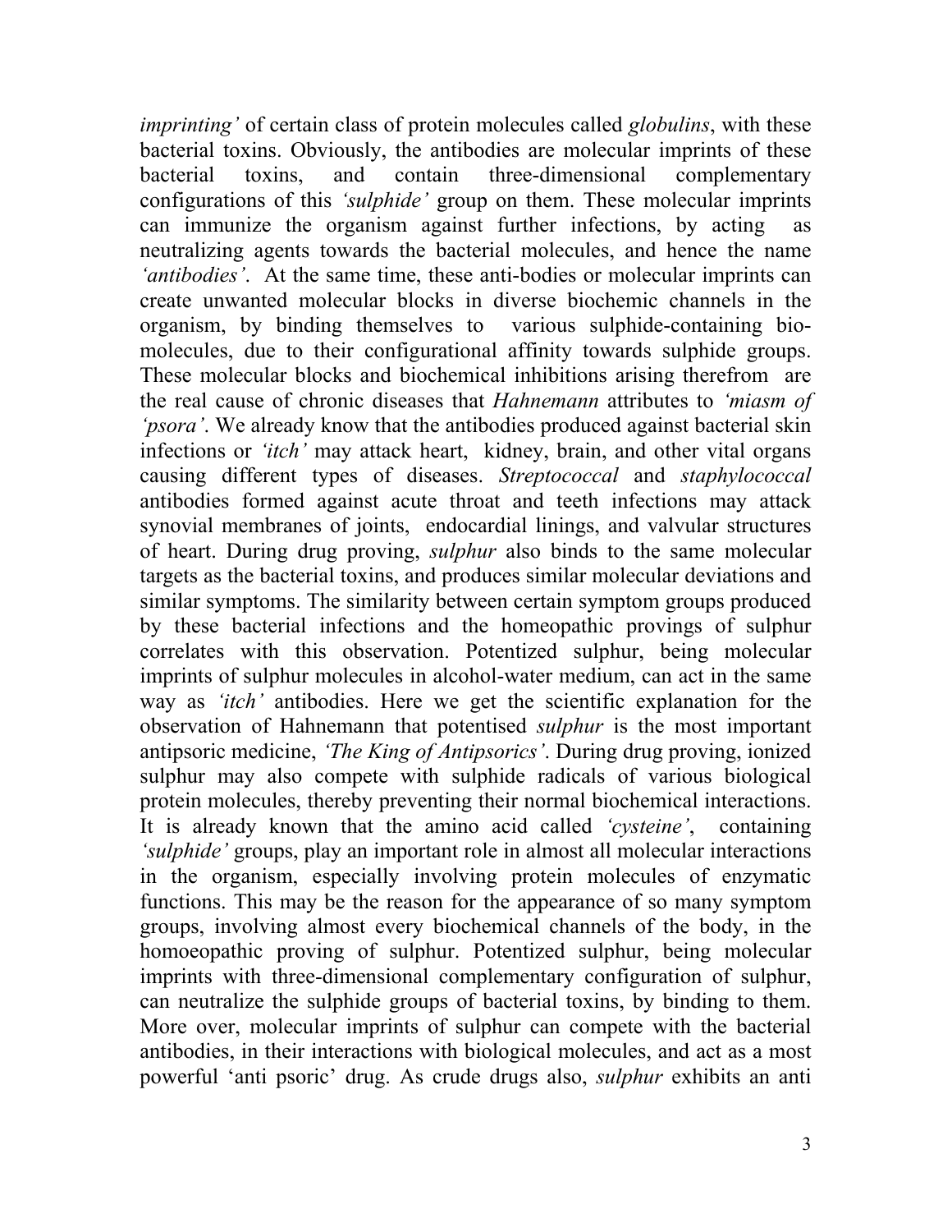*imprinting'* of certain class of protein molecules called *globulins*, with these bacterial toxins. Obviously, the antibodies are molecular imprints of these bacterial toxins, and contain three-dimensional complementary configurations of this *'sulphide'* group on them. These molecular imprints can immunize the organism against further infections, by acting as neutralizing agents towards the bacterial molecules, and hence the name *'antibodies'*. At the same time, these anti-bodies or molecular imprints can create unwanted molecular blocks in diverse biochemic channels in the organism, by binding themselves to various sulphide-containing bio-molecules, due to their configurational affinity towards sulphide groups. These molecular blocks and biochemical inhibitions arising therefrom are the real cause of chronic diseases that *Hahnemann* attributes to *'miasm of 'psora'*. We already know that the antibodies produced against bacterial skin infections or *'itch'* may attack heart, kidney, brain, and other vital organs causing different types of diseases. *Streptococcal* and *staphylococcal* antibodies formed against acute throat and teeth infections may attack synovial membranes of joints, endocardial linings, and valvular structures of heart. During drug proving, *sulphur* also binds to the same molecular targets as the bacterial toxins, and produces similar molecular deviations and similar symptoms. The similarity between certain symptom groups produced by these bacterial infections and the homeopathic provings of sulphur correlates with this observation. Potentized sulphur, being molecular imprints of sulphur molecules in alcohol-water medium, can act in the same way as *'itch'* antibodies. Here we get the scientific explanation for the observation of Hahnemann that potentised *sulphur* is the most important antipsoric medicine, *'The King of Antipsorics'*. During drug proving, ionized sulphur may also compete with sulphide radicals of various biological protein molecules, thereby preventing their normal biochemical interactions. It is already known that the amino acid called *'cysteine'*, containing *'sulphide'* groups, play an important role in almost all molecular interactions in the organism, especially involving protein molecules of enzymatic functions. This may be the reason for the appearance of so many symptom groups, involving almost every biochemical channels of the body, in the homoeopathic proving of sulphur. Potentized sulphur, being molecular imprints with three-dimensional complementary configuration of sulphur, can neutralize the sulphide groups of bacterial toxins, by binding to them. More over, molecular imprints of sulphur can compete with the bacterial antibodies, in their interactions with biological molecules, and act as a most powerful 'anti psoric' drug. As crude drugs also, *sulphur* exhibits an anti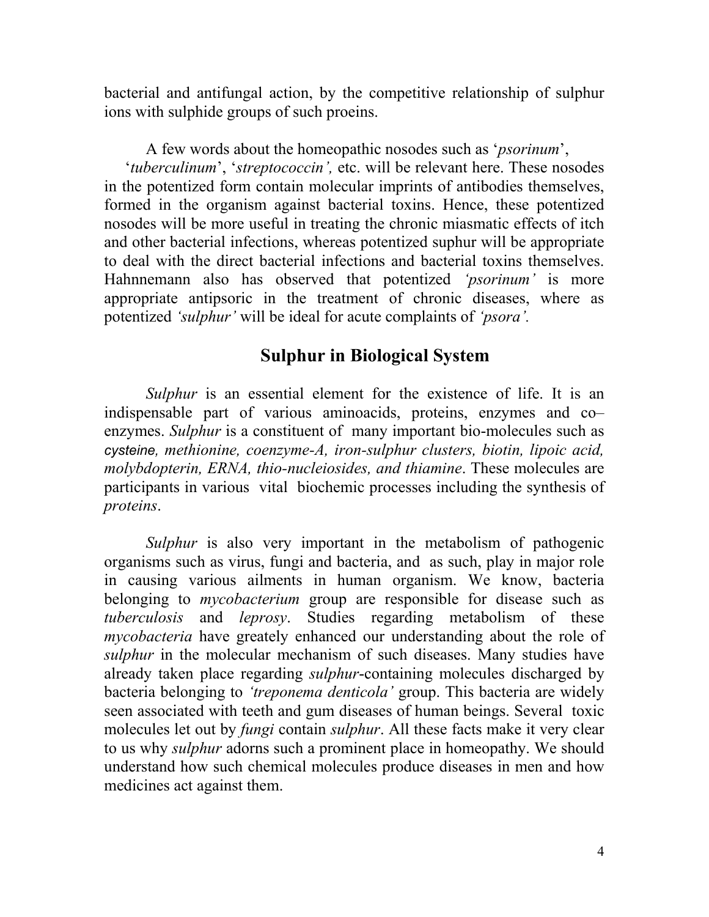bacterial and antifungal action, by the competitive relationship of sulphur ions with sulphide groups of such proeins.

A few words about the homeopathic nosodes such as '*psorinum*', '*tuberculinum*', '*streptococcin',* etc. will be relevant here. These nosodes in the potentized form contain molecular imprints of antibodies themselves, formed in the organism against bacterial toxins. Hence, these potentized nosodes will be more useful in treating the chronic miasmatic effects of itch and other bacterial infections, whereas potentized suphur will be appropriate to deal with the direct bacterial infections and bacterial toxins themselves. Hahnnemann also has observed that potentized *'psorinum'* is more appropriate antipsoric in the treatment of chronic diseases, where as potentized *'sulphur'* will be ideal for acute complaints of *'psora'.*

## Sulphur in Biological System

*Sulphur* is an essential element for the existence of life. It is an indispensable part of various aminoacids, proteins, enzymes and co–enzymes. *Sulphur* is a constituent of many important bio-molecules such as *cysteine, methionine, coenzyme-A, iron-sulphur clusters, biotin, lipoic acid, molybdopterin, ERNA, thio-nucleiosides, and thiamine*. These molecules are participants in various vital biochemic processes including the synthesis of *proteins*.

*Sulphur* is also very important in the metabolism of pathogenic organisms such as virus, fungi and bacteria, and as such, play in major role in causing various ailments in human organism. We know, bacteria belonging to *mycobacterium* group are responsible for disease such as *tuberculosis* and *leprosy*. Studies regarding metabolism of these *mycobacteria* have greately enhanced our understanding about the role of *sulphur* in the molecular mechanism of such diseases. Many studies have already taken place regarding *sulphur*-containing molecules discharged by bacteria belonging to *'treponema denticola'* group. This bacteria are widely seen associated with teeth and gum diseases of human beings. Several toxic molecules let out by *fungi* contain *sulphur*. All these facts make it very clear to us why *sulphur* adorns such a prominent place in homeopathy. We should understand how such chemical molecules produce diseases in men and how medicines act against them.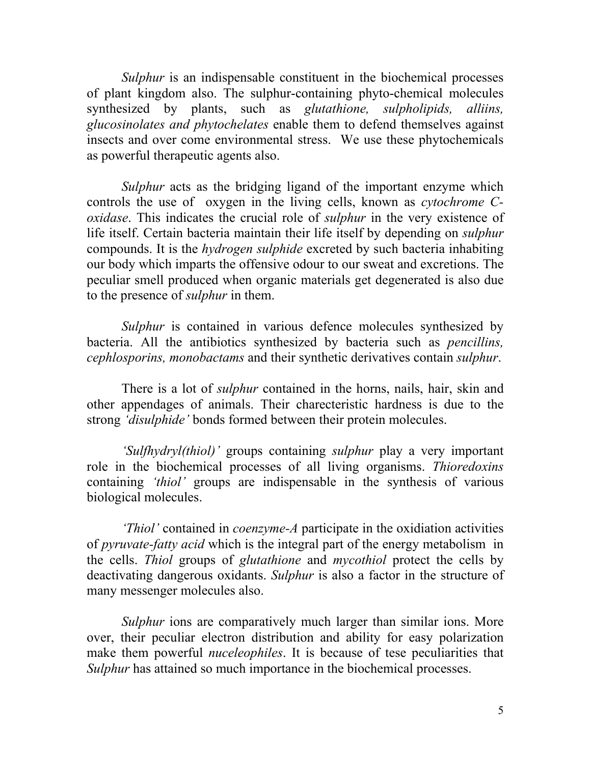*Sulphur* is an indispensable constituent in the biochemical processes of plant kingdom also. The sulphur-containing phyto-chemical molecules synthesized by plants, such as *glutathione, sulpholipids, alliins, glucosinolates and phytochelates* enable them to defend themselves against insects and over come environmental stress. We use these phytochemicals as powerful therapeutic agents also.

*Sulphur* acts as the bridging ligand of the important enzyme which controls the use of oxygen in the living cells, known as *cytochrome C-oxidase*. This indicates the crucial role of *sulphur* in the very existence of life itself. Certain bacteria maintain their life itself by depending on *sulphur* compounds. It is the *hydrogen sulphide* excreted by such bacteria inhabiting our body which imparts the offensive odour to our sweat and excretions. The peculiar smell produced when organic materials get degenerated is also due to the presence of *sulphur* in them.

*Sulphur* is contained in various defence molecules synthesized by bacteria. All the antibiotics synthesized by bacteria such as *pencillins, cephlosporins, monobactams* and their synthetic derivatives contain *sulphur*.

There is a lot of *sulphur* contained in the horns, nails, hair, skin and other appendages of animals. Their charecteristic hardness is due to the strong *'disulphide'* bonds formed between their protein molecules.

*'Sulfhydryl(thiol)'* groups containing *sulphur* play a very important role in the biochemical processes of all living organisms. *Thioredoxins* containing *'thiol'* groups are indispensable in the synthesis of various biological molecules.

*'Thiol'* contained in *coenzyme-A* participate in the oxidation activities of *pyruvate-fatty acid* which is the integral part of the energy metabolism in the cells. *Thiol* groups of *glutathione* and *mycothiol* protect the cells by deactivating dangerous oxidants. *Sulphur* is also a factor in the structure of many messenger molecules also.

*Sulphur* ions are comparatively much larger than similar ions. More over, their peculiar electron distribution and ability for easy polarization make them powerful *nuceleophiles*. It is because of tese peculiarities that *Sulphur* has attained so much importance in the biochemical processes.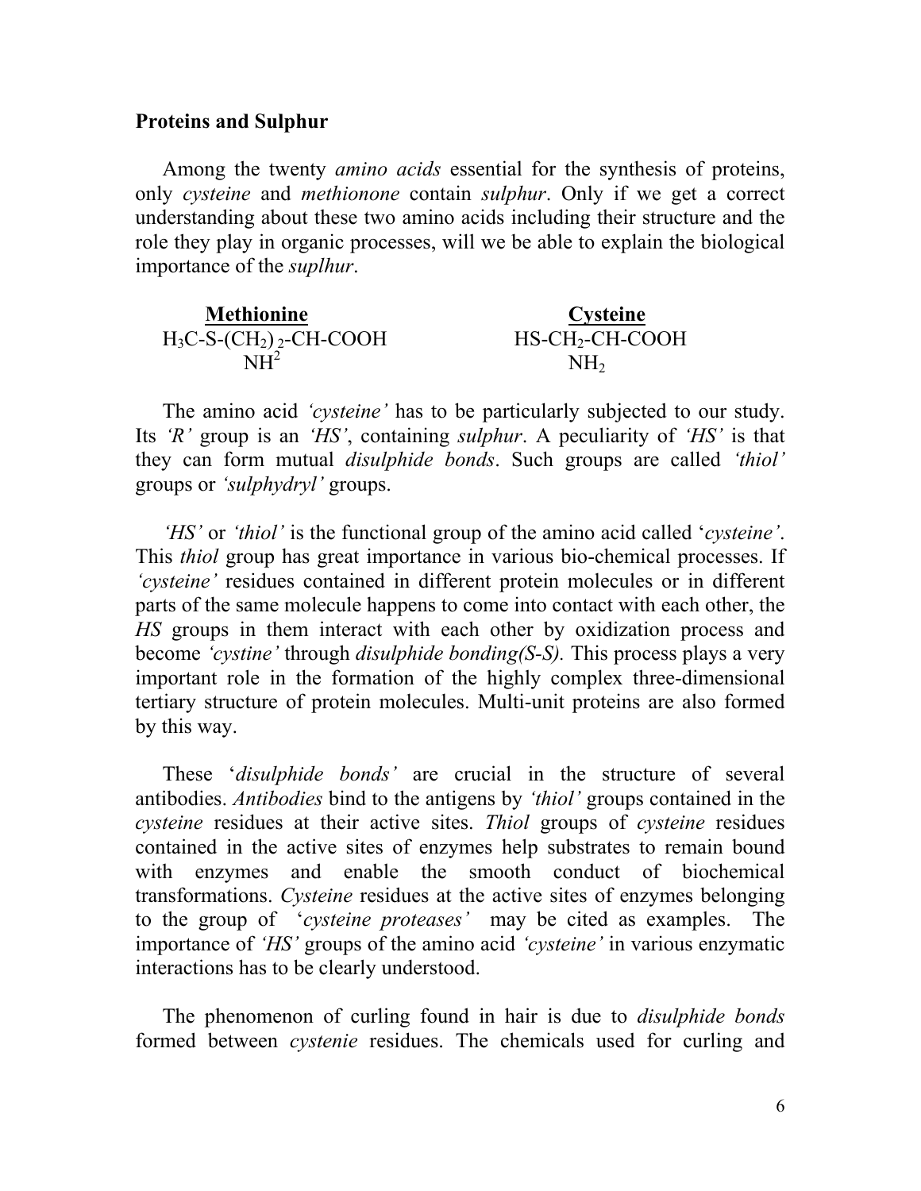**Proteins and Sulphur**

Among the twenty *amino acids* essential for the synthesis of proteins, only *cysteine* and *methionone* contain *sulphur*. Only if we get a correct understanding about these two amino acids including their structure and the role they play in organic processes, will we be able to explain the biological importance of the *suplhur*.

| **Methionine** | **Cysteine** |
|---|---|
| $H_3C\text{-}S\text{-}(CH_2)_2\text{-}CH\text{-}COOH$ | $HS\text{-}CH_2\text{-}CH\text{-}COOH$ |
| $NH^2$ | $NH_2$ |

The amino acid *'cysteine'* has to be particularly subjected to our study. Its *'R'* group is an *'HS'*, containing *sulphur*. A peculiarity of *'HS'* is that they can form mutual *disulphide bonds*. Such groups are called *'thiol'* groups or *'sulphydryl'* groups.

*'HS'* or *'thiol'* is the functional group of the amino acid called '*cysteine'*. This *thiol* group has great importance in various bio-chemical processes. If *'cysteine'* residues contained in different protein molecules or in different parts of the same molecule happens to come into contact with each other, the *HS* groups in them interact with each other by oxidization process and become *'cystine'* through *disulphide bonding(S-S).* This process plays a very important role in the formation of the highly complex three-dimensional tertiary structure of protein molecules. Multi-unit proteins are also formed by this way.

These '*disulphide bonds'* are crucial in the structure of several antibodies. *Antibodies* bind to the antigens by *'thiol'* groups contained in the *cysteine* residues at their active sites. *Thiol* groups of *cysteine* residues contained in the active sites of enzymes help substrates to remain bound with enzymes and enable the smooth conduct of biochemical transformations. *Cysteine* residues at the active sites of enzymes belonging to the group of '*cysteine proteases'* may be cited as examples. The importance of *'HS'* groups of the amino acid *'cysteine'* in various enzymatic interactions has to be clearly understood.

The phenomenon of curling found in hair is due to *disulphide bonds* formed between *cystenie* residues. The chemicals used for curling and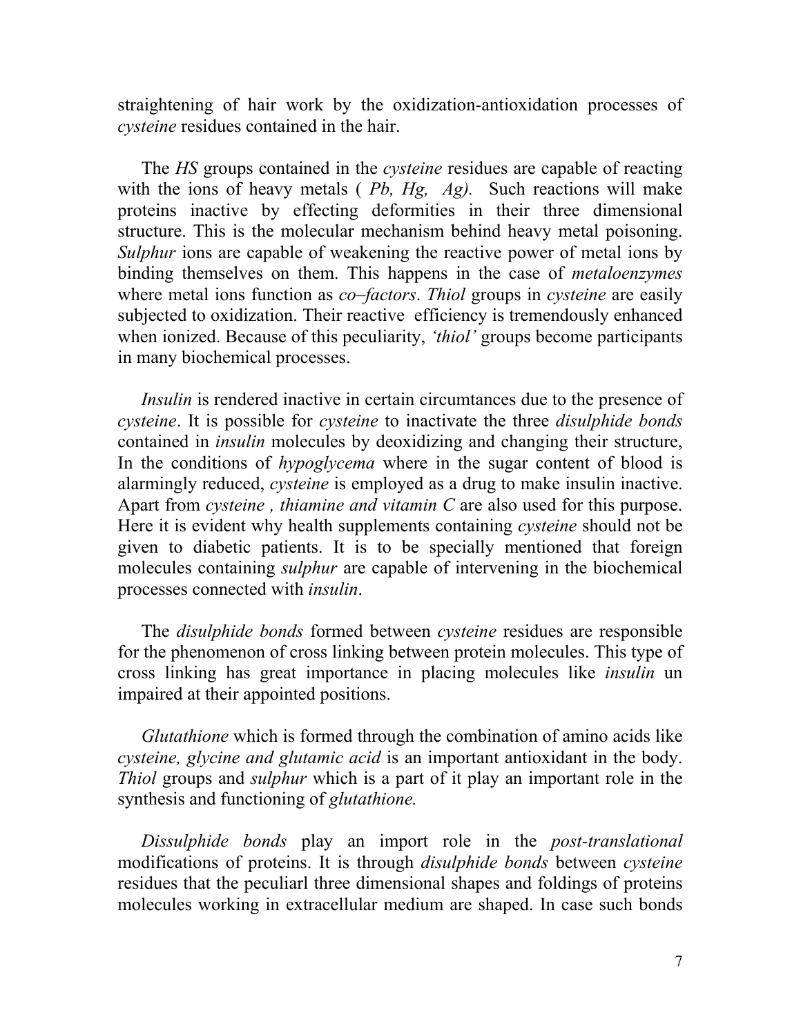straightening of hair work by the oxidization-antioxidation processes of *cysteine* residues contained in the hair.

The *HS* groups contained in the *cysteine* residues are capable of reacting with the ions of heavy metals ( *Pb, Hg, Ag).* Such reactions will make proteins inactive by effecting deformities in their three dimensional structure. This is the molecular mechanism behind heavy metal poisoning. *Sulphur* ions are capable of weakening the reactive power of metal ions by binding themselves on them. This happens in the case of *metaloenzymes* where metal ions function as *co–factors*. *Thiol* groups in *cysteine* are easily subjected to oxidization. Their reactive efficiency is tremendously enhanced when ionized. Because of this peculiarity, *'thiol'* groups become participants in many biochemical processes.

*Insulin* is rendered inactive in certain circumtances due to the presence of *cysteine*. It is possible for *cysteine* to inactivate the three *disulphide bonds* contained in *insulin* molecules by deoxidizing and changing their structure, In the conditions of *hypoglycema* where in the sugar content of blood is alarmingly reduced, *cysteine* is employed as a drug to make insulin inactive. Apart from *cysteine , thiamine and vitamin C* are also used for this purpose. Here it is evident why health supplements containing *cysteine* should not be given to diabetic patients. It is to be specially mentioned that foreign molecules containing *sulphur* are capable of intervening in the biochemical processes connected with *insulin*.

The *disulphide bonds* formed between *cysteine* residues are responsible for the phenomenon of cross linking between protein molecules. This type of cross linking has great importance in placing molecules like *insulin* un impaired at their appointed positions.

*Glutathione* which is formed through the combination of amino acids like *cysteine, glycine and glutamic acid* is an important antioxidant in the body. *Thiol* groups and *sulphur* which is a part of it play an important role in the synthesis and functioning of *glutathione.*

*Dissulphide bonds* play an import role in the *post-translational* modifications of proteins. It is through *disulphide bonds* between *cysteine* residues that the peculiarl three dimensional shapes and foldings of proteins molecules working in extracellular medium are shaped. In case such bonds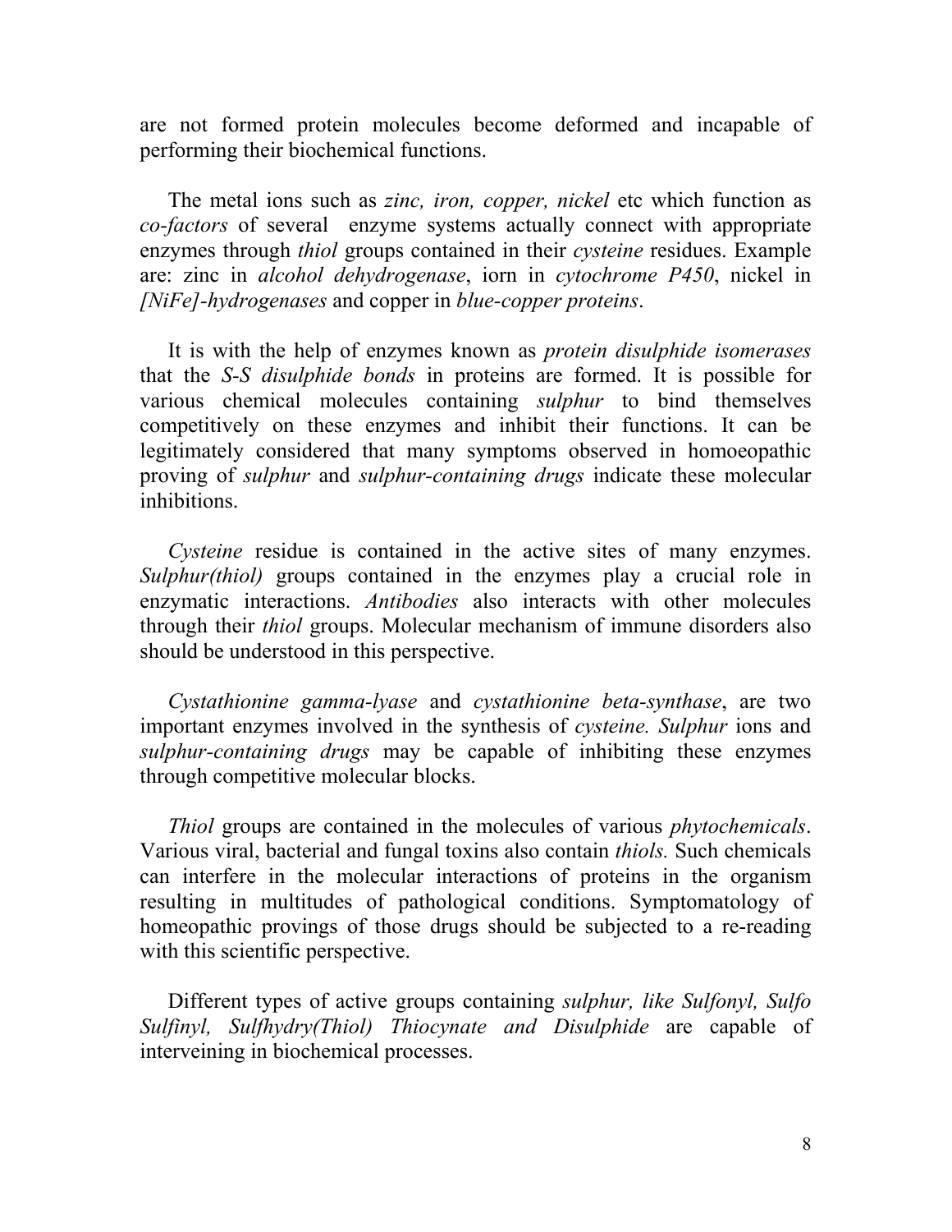are not formed protein molecules become deformed and incapable of performing their biochemical functions.

The metal ions such as *zinc, iron, copper, nickel* etc which function as *co-factors* of several enzyme systems actually connect with appropriate enzymes through *thiol* groups contained in their *cysteine* residues. Example are: zinc in *alcohol dehydrogenase*, iorn in *cytochrome P450*, nickel in *[NiFe]-hydrogenases* and copper in *blue-copper proteins*.

It is with the help of enzymes known as *protein disulphide isomerases* that the *S-S disulphide bonds* in proteins are formed. It is possible for various chemical molecules containing *sulphur* to bind themselves competitively on these enzymes and inhibit their functions. It can be legitimately considered that many symptoms observed in homoeopathic proving of *sulphur* and *sulphur-containing drugs* indicate these molecular inhibitions.

*Cysteine* residue is contained in the active sites of many enzymes. *Sulphur(thiol)* groups contained in the enzymes play a crucial role in enzymatic interactions. *Antibodies* also interacts with other molecules through their *thiol* groups. Molecular mechanism of immune disorders also should be understood in this perspective.

*Cystathionine gamma-lyase* and *cystathionine beta-synthase*, are two important enzymes involved in the synthesis of *cysteine. Sulphur* ions and *sulphur-containing drugs* may be capable of inhibiting these enzymes through competitive molecular blocks.

*Thiol* groups are contained in the molecules of various *phytochemicals*. Various viral, bacterial and fungal toxins also contain *thiols.* Such chemicals can interfere in the molecular interactions of proteins in the organism resulting in multitudes of pathological conditions. Symptomatology of homeopathic provings of those drugs should be subjected to a re-reading with this scientific perspective.

Different types of active groups containing *sulphur, like Sulfonyl, Sulfo Sulfinyl, Sulfhydry(Thiol) Thiocynate and Disulphide* are capable of interveining in biochemical processes.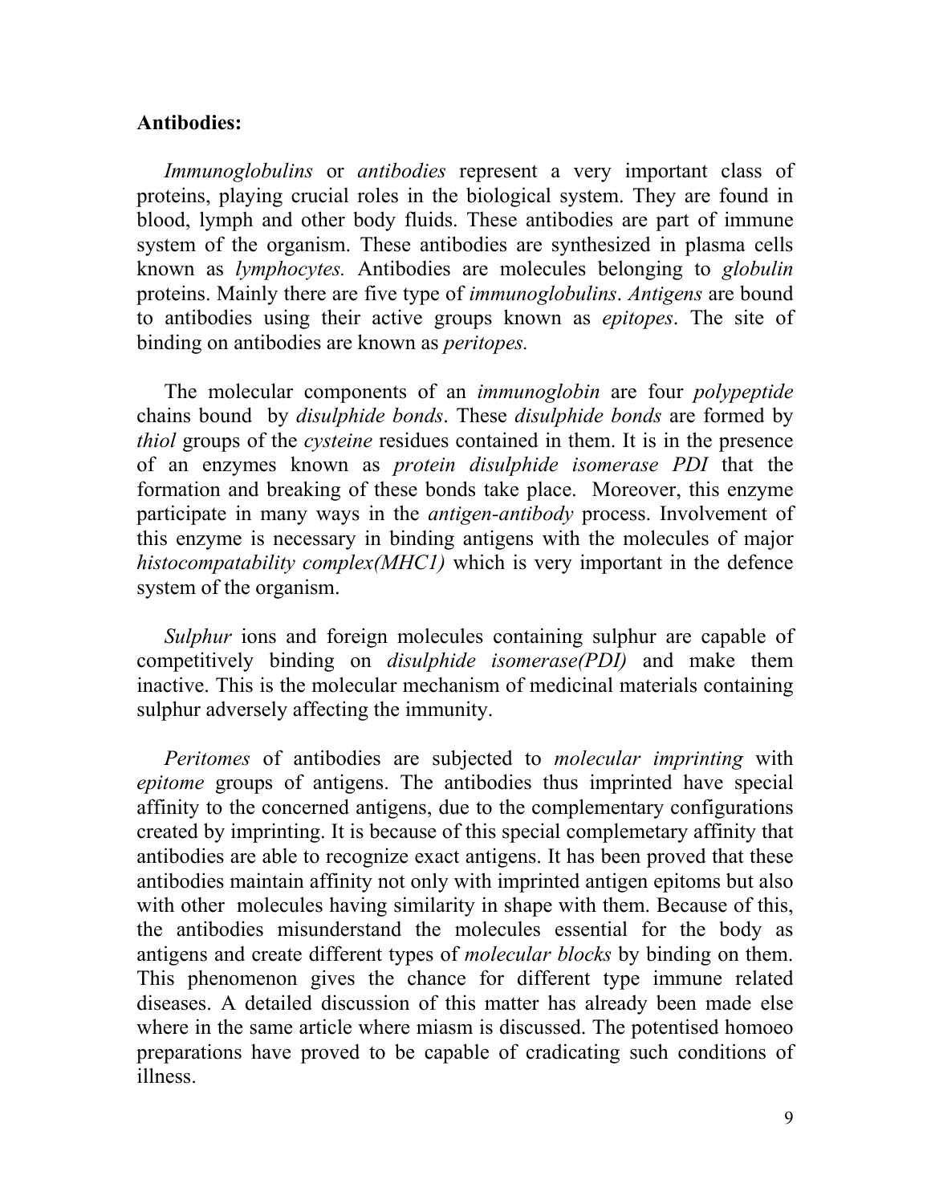**Antibodies:**

*Immunoglobulins* or *antibodies* represent a very important class of proteins, playing crucial roles in the biological system. They are found in blood, lymph and other body fluids. These antibodies are part of immune system of the organism. These antibodies are synthesized in plasma cells known as *lymphocytes.* Antibodies are molecules belonging to *globulin* proteins. Mainly there are five type of *immunoglobulins*. *Antigens* are bound to antibodies using their active groups known as *epitopes*. The site of binding on antibodies are known as *peritopes.*

The molecular components of an *immunoglobin* are four *polypeptide* chains bound by *disulphide bonds*. These *disulphide bonds* are formed by *thiol* groups of the *cysteine* residues contained in them. It is in the presence of an enzymes known as *protein disulphide isomerase PDI* that the formation and breaking of these bonds take place. Moreover, this enzyme participate in many ways in the *antigen-antibody* process. Involvement of this enzyme is necessary in binding antigens with the molecules of major *histocompatability complex(MHC1)* which is very important in the defence system of the organism.

*Sulphur* ions and foreign molecules containing sulphur are capable of competitively binding on *disulphide isomerase(PDI)* and make them inactive. This is the molecular mechanism of medicinal materials containing sulphur adversely affecting the immunity.

*Peritomes* of antibodies are subjected to *molecular imprinting* with *epitome* groups of antigens. The antibodies thus imprinted have special affinity to the concerned antigens, due to the complementary configurations created by imprinting. It is because of this special complemetary affinity that antibodies are able to recognize exact antigens. It has been proved that these antibodies maintain affinity not only with imprinted antigen epitoms but also with other molecules having similarity in shape with them. Because of this, the antibodies misunderstand the molecules essential for the body as antigens and create different types of *molecular blocks* by binding on them. This phenomenon gives the chance for different type immune related diseases. A detailed discussion of this matter has already been made else where in the same article where miasm is discussed. The potentised homoeo preparations have proved to be capable of cradicating such conditions of illness.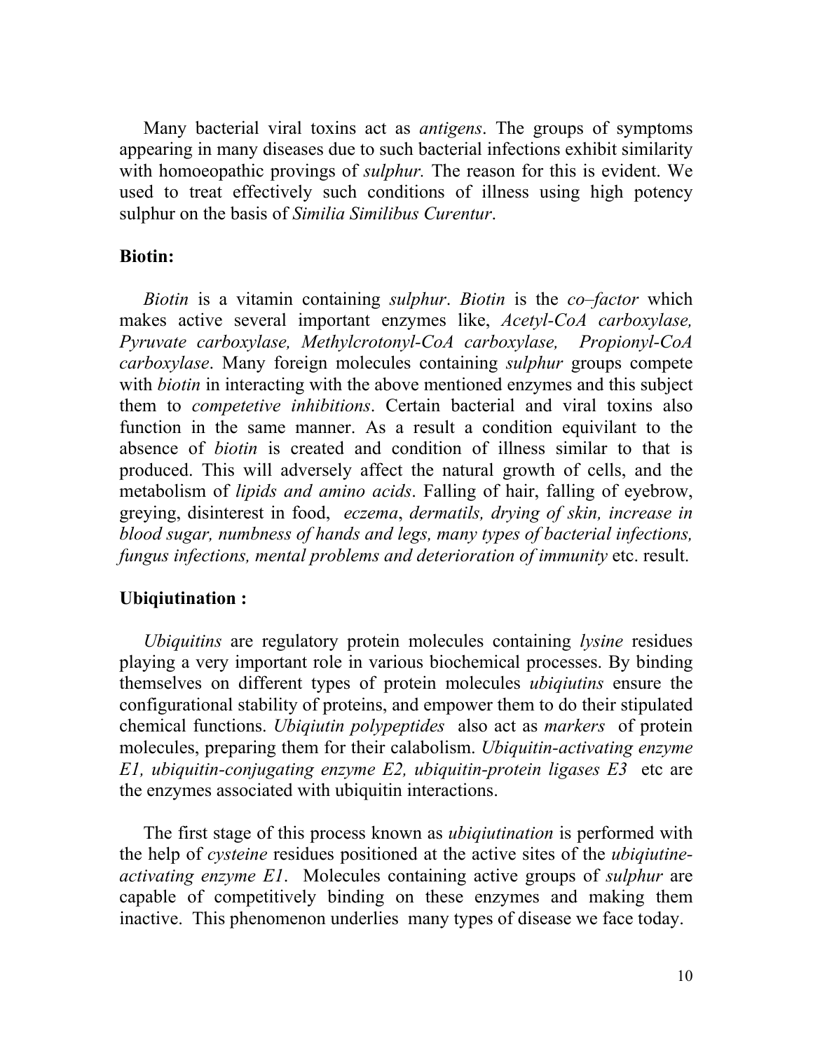Many bacterial viral toxins act as *antigens*. The groups of symptoms appearing in many diseases due to such bacterial infections exhibit similarity with homoeopathic provings of *sulphur.* The reason for this is evident. We used to treat effectively such conditions of illness using high potency sulphur on the basis of *Similia Similibus Curentur*.

**Biotin:**

*Biotin* is a vitamin containing *sulphur*. *Biotin* is the *co–factor* which makes active several important enzymes like, *Acetyl-CoA carboxylase, Pyruvate carboxylase, Methylcrotonyl-CoA carboxylase, Propionyl-CoA carboxylase*. Many foreign molecules containing *sulphur* groups compete with *biotin* in interacting with the above mentioned enzymes and this subject them to *competetive inhibitions*. Certain bacterial and viral toxins also function in the same manner. As a result a condition equivilant to the absence of *biotin* is created and condition of illness similar to that is produced. This will adversely affect the natural growth of cells, and the metabolism of *lipids and amino acids*. Falling of hair, falling of eyebrow, greying, disinterest in food, *eczema*, *dermatils, drying of skin, increase in blood sugar, numbness of hands and legs, many types of bacterial infections, fungus infections, mental problems and deterioration of immunity* etc. result.

**Ubiqiutination :**

*Ubiquitins* are regulatory protein molecules containing *lysine* residues playing a very important role in various biochemical processes. By binding themselves on different types of protein molecules *ubiqiutins* ensure the configurational stability of proteins, and empower them to do their stipulated chemical functions. *Ubiqiutin polypeptides* also act as *markers* of protein molecules, preparing them for their calabolism. *Ubiquitin-activating enzyme E1, ubiquitin-conjugating enzyme E2, ubiquitin-protein ligases E3* etc are the enzymes associated with ubiquitin interactions.

The first stage of this process known as *ubiqiutination* is performed with the help of *cysteine* residues positioned at the active sites of the *ubiqiutine-activating enzyme E1*. Molecules containing active groups of *sulphur* are capable of competitively binding on these enzymes and making them inactive. This phenomenon underlies many types of disease we face today.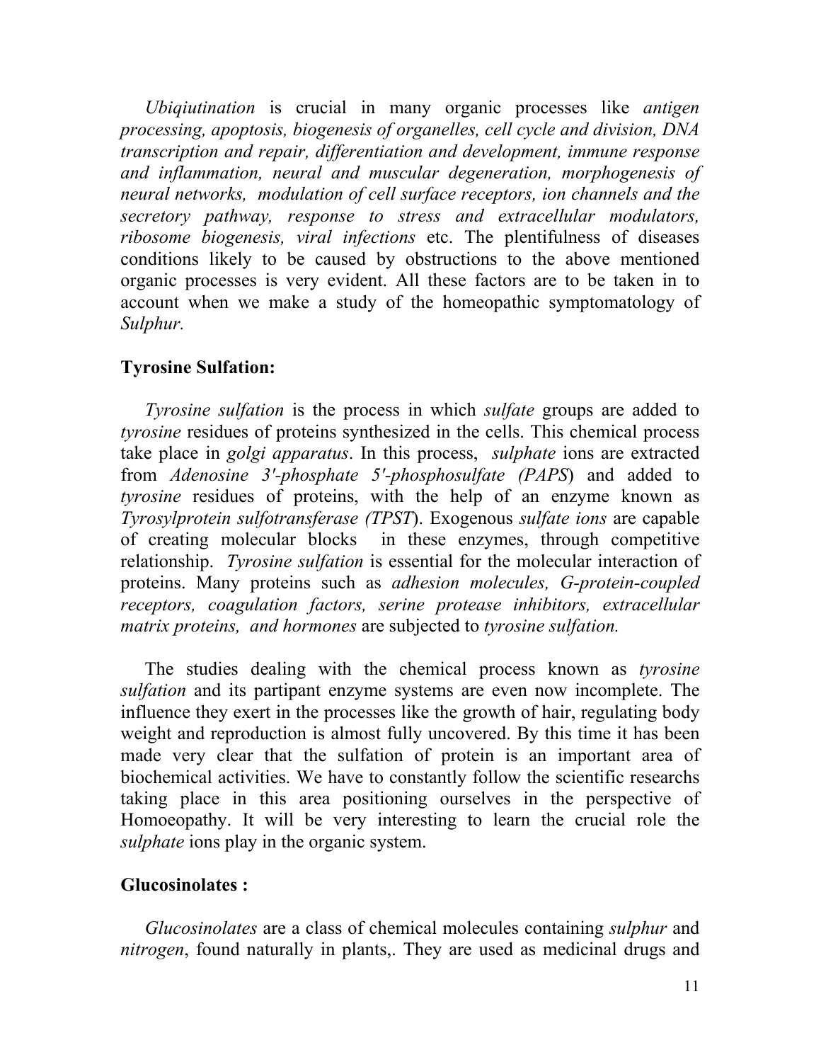*Ubiqiutination* is crucial in many organic processes like *antigen processing, apoptosis, biogenesis of organelles, cell cycle and division, DNA transcription and repair, differentiation and development, immune response and inflammation, neural and muscular degeneration, morphogenesis of neural networks, modulation of cell surface receptors, ion channels and the secretory pathway, response to stress and extracellular modulators, ribosome biogenesis, viral infections* etc. The plentifulness of diseases conditions likely to be caused by obstructions to the above mentioned organic processes is very evident. All these factors are to be taken in to account when we make a study of the homeopathic symptomatology of *Sulphur.*

**Tyrosine Sulfation:**

*Tyrosine sulfation* is the process in which *sulfate* groups are added to *tyrosine* residues of proteins synthesized in the cells. This chemical process take place in *golgi apparatus*. In this process, *sulphate* ions are extracted from *Adenosine 3'-phosphate 5'-phosphosulfate (PAPS*) and added to *tyrosine* residues of proteins, with the help of an enzyme known as *Tyrosylprotein sulfotransferase (TPST*). Exogenous *sulfate ions* are capable of creating molecular blocks in these enzymes, through competitive relationship. *Tyrosine sulfation* is essential for the molecular interaction of proteins. Many proteins such as *adhesion molecules, G-protein-coupled receptors, coagulation factors, serine protease inhibitors, extracellular matrix proteins, and hormones* are subjected to *tyrosine sulfation.*

The studies dealing with the chemical process known as *tyrosine sulfation* and its partipant enzyme systems are even now incomplete. The influence they exert in the processes like the growth of hair, regulating body weight and reproduction is almost fully uncovered. By this time it has been made very clear that the sulfation of protein is an important area of biochemical activities. We have to constantly follow the scientific researchs taking place in this area positioning ourselves in the perspective of Homoeopathy. It will be very interesting to learn the crucial role the *sulphate* ions play in the organic system.

**Glucosinolates :**

*Glucosinolates* are a class of chemical molecules containing *sulphur* and *nitrogen*, found naturally in plants,. They are used as medicinal drugs and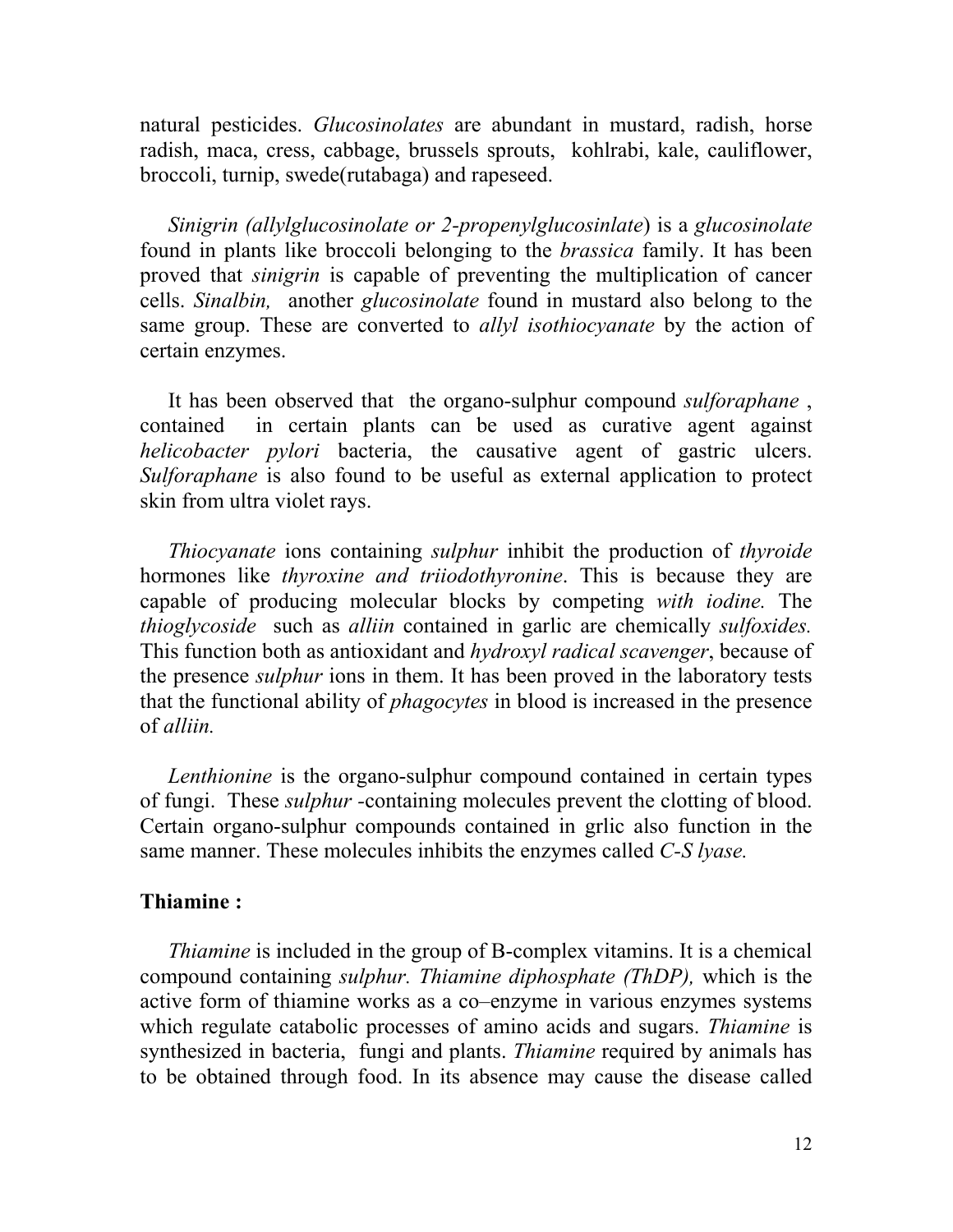natural pesticides. *Glucosinolates* are abundant in mustard, radish, horse radish, maca, cress, cabbage, brussels sprouts, kohlrabi, kale, cauliflower, broccoli, turnip, swede(rutabaga) and rapeseed.

*Sinigrin (allylglucosinolate or 2-propenylglucosinlate*) is a *glucosinolate* found in plants like broccoli belonging to the *brassica* family. It has been proved that *sinigrin* is capable of preventing the multiplication of cancer cells. *Sinalbin,* another *glucosinolate* found in mustard also belong to the same group. These are converted to *allyl isothiocyanate* by the action of certain enzymes.

It has been observed that the organo-sulphur compound *sulforaphane* , contained in certain plants can be used as curative agent against *helicobacter pylori* bacteria, the causative agent of gastric ulcers. *Sulforaphane* is also found to be useful as external application to protect skin from ultra violet rays.

*Thiocyanate* ions containing *sulphur* inhibit the production of *thyroide* hormones like *thyroxine and triiodothyronine*. This is because they are capable of producing molecular blocks by competing *with iodine.* The *thioglycoside* such as *alliin* contained in garlic are chemically *sulfoxides.* This function both as antioxidant and *hydroxyl radical scavenger*, because of the presence *sulphur* ions in them. It has been proved in the laboratory tests that the functional ability of *phagocytes* in blood is increased in the presence of *alliin.*

*Lenthionine* is the organo-sulphur compound contained in certain types of fungi. These *sulphur* -containing molecules prevent the clotting of blood. Certain organo-sulphur compounds contained in grlic also function in the same manner. These molecules inhibits the enzymes called *C-S lyase.*

**Thiamine :**

*Thiamine* is included in the group of B-complex vitamins. It is a chemical compound containing *sulphur. Thiamine diphosphate (ThDP),* which is the active form of thiamine works as a co–enzyme in various enzymes systems which regulate catabolic processes of amino acids and sugars. *Thiamine* is synthesized in bacteria, fungi and plants. *Thiamine* required by animals has to be obtained through food. In its absence may cause the disease called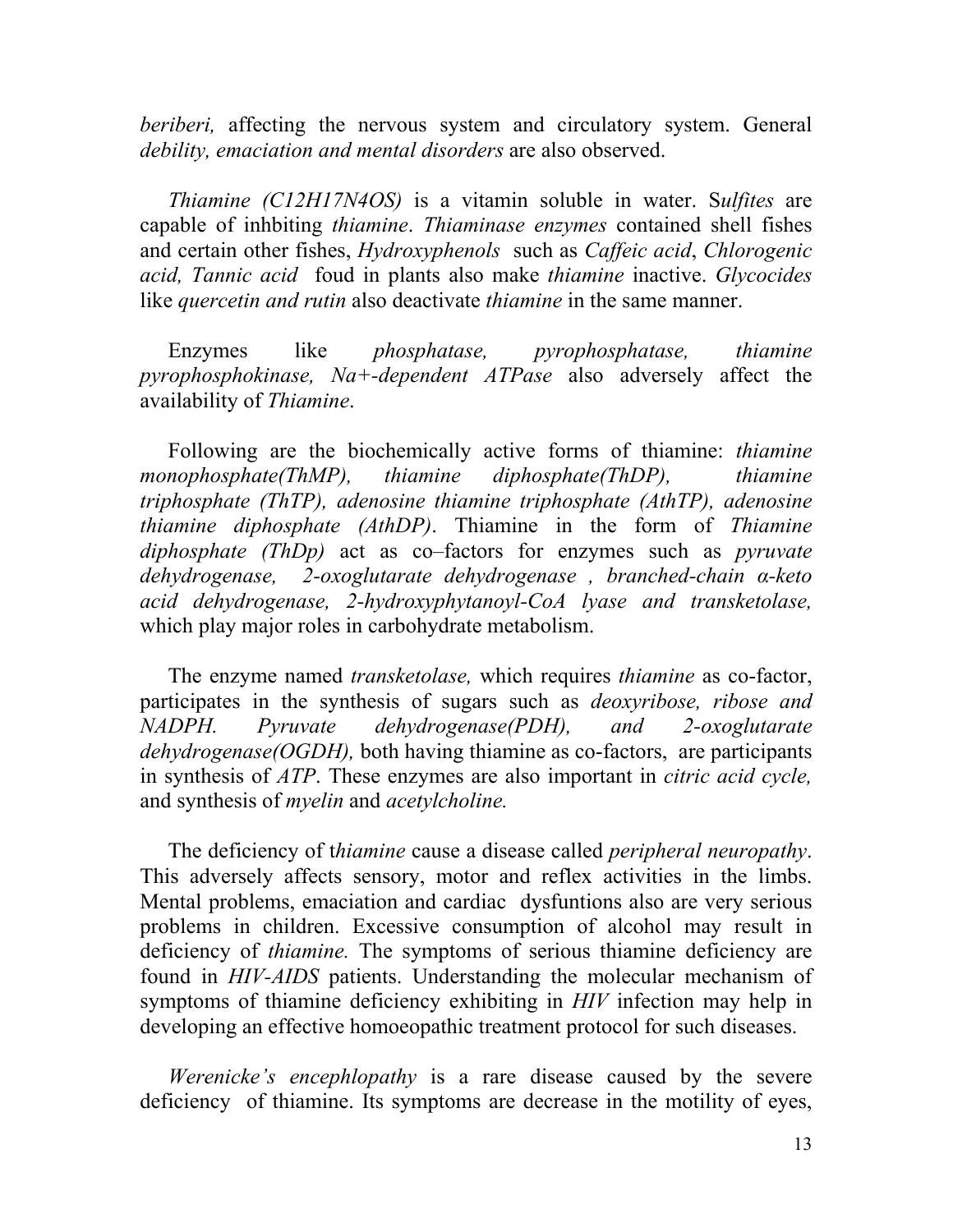*beriberi,* affecting the nervous system and circulatory system. General *debility, emaciation and mental disorders* are also observed.

*Thiamine (C12H17N4OS)* is a vitamin soluble in water. S*ulfites* are capable of inhbiting *thiamine*. *Thiaminase enzymes* contained shell fishes and certain other fishes, *Hydroxyphenols* such as *Caffeic acid*, *Chlorogenic acid, Tannic acid* foud in plants also make *thiamine* inactive. *Glycocides* like *quercetin and rutin* also deactivate *thiamine* in the same manner.

Enzymes like *phosphatase, pyrophosphatase, thiamine pyrophosphokinase, Na+-dependent ATPase* also adversely affect the availability of *Thiamine*.

Following are the biochemically active forms of thiamine: *thiamine monophosphate(ThMP), thiamine diphosphate(ThDP), thiamine triphosphate (ThTP), adenosine thiamine triphosphate (AthTP), adenosine thiamine diphosphate (AthDP)*. Thiamine in the form of *Thiamine diphosphate (ThDp)* act as co–factors for enzymes such as *pyruvate dehydrogenase, 2-oxoglutarate dehydrogenase , branched-chain α-keto acid dehydrogenase, 2-hydroxyphytanoyl-CoA lyase and transketolase,* which play major roles in carbohydrate metabolism.

The enzyme named *transketolase,* which requires *thiamine* as co-factor, participates in the synthesis of sugars such as *deoxyribose, ribose and NADPH. Pyruvate dehydrogenase(PDH), and 2-oxoglutarate dehydrogenase(OGDH),* both having thiamine as co-factors, are participants in synthesis of *ATP*. These enzymes are also important in *citric acid cycle,* and synthesis of *myelin* and *acetylcholine.*

The deficiency of t*hiamine* cause a disease called *peripheral neuropathy*. This adversely affects sensory, motor and reflex activities in the limbs. Mental problems, emaciation and cardiac dysfuntions also are very serious problems in children. Excessive consumption of alcohol may result in deficiency of *thiamine.* The symptoms of serious thiamine deficiency are found in *HIV-AIDS* patients. Understanding the molecular mechanism of symptoms of thiamine deficiency exhibiting in *HIV* infection may help in developing an effective homoeopathic treatment protocol for such diseases.

*Werenicke's encephlopathy* is a rare disease caused by the severe deficiency of thiamine. Its symptoms are decrease in the motility of eyes,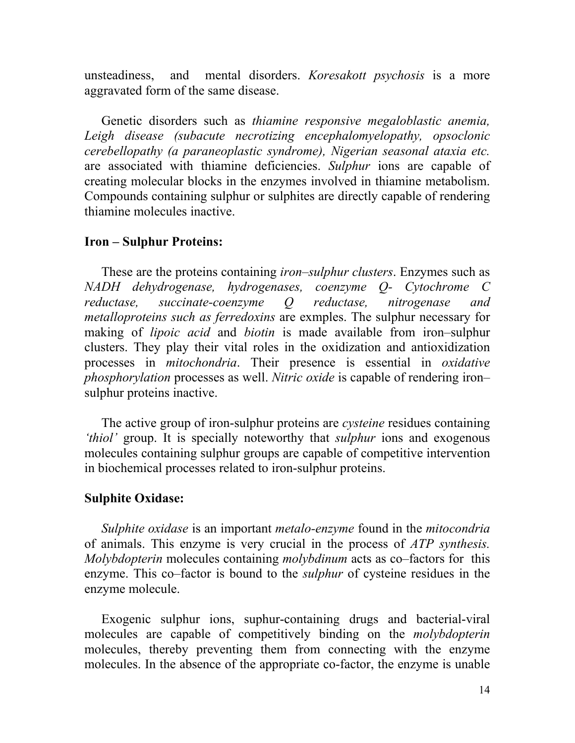unsteadiness, and mental disorders. *Koresakott psychosis* is a more aggravated form of the same disease.

Genetic disorders such as *thiamine responsive megaloblastic anemia, Leigh disease (subacute necrotizing encephalomyelopathy, opsoclonic cerebellopathy (a paraneoplastic syndrome), Nigerian seasonal ataxia etc.* are associated with thiamine deficiencies. *Sulphur* ions are capable of creating molecular blocks in the enzymes involved in thiamine metabolism. Compounds containing sulphur or sulphites are directly capable of rendering thiamine molecules inactive.

**Iron – Sulphur Proteins:**

These are the proteins containing *iron–sulphur clusters*. Enzymes such as *NADH dehydrogenase, hydrogenases, coenzyme Q- Cytochrome C reductase, succinate-coenzyme Q reductase, nitrogenase and metalloproteins such as ferredoxins* are exmples. The sulphur necessary for making of *lipoic acid* and *biotin* is made available from iron–sulphur clusters. They play their vital roles in the oxidization and antioxidization processes in *mitochondria*. Their presence is essential in *oxidative phosphorylation* processes as well. *Nitric oxide* is capable of rendering iron–sulphur proteins inactive.

The active group of iron-sulphur proteins are *cysteine* residues containing *'thiol'* group. It is specially noteworthy that *sulphur* ions and exogenous molecules containing sulphur groups are capable of competitive intervention in biochemical processes related to iron-sulphur proteins.

**Sulphite Oxidase:**

*Sulphite oxidase* is an important *metalo-enzyme* found in the *mitocondria* of animals. This enzyme is very crucial in the process of *ATP synthesis. Molybdopterin* molecules containing *molybdinum* acts as co–factors for this enzyme. This co–factor is bound to the *sulphur* of cysteine residues in the enzyme molecule.

Exogenic sulphur ions, suphur-containing drugs and bacterial-viral molecules are capable of competitively binding on the *molybdopterin* molecules, thereby preventing them from connecting with the enzyme molecules. In the absence of the appropriate co-factor, the enzyme is unable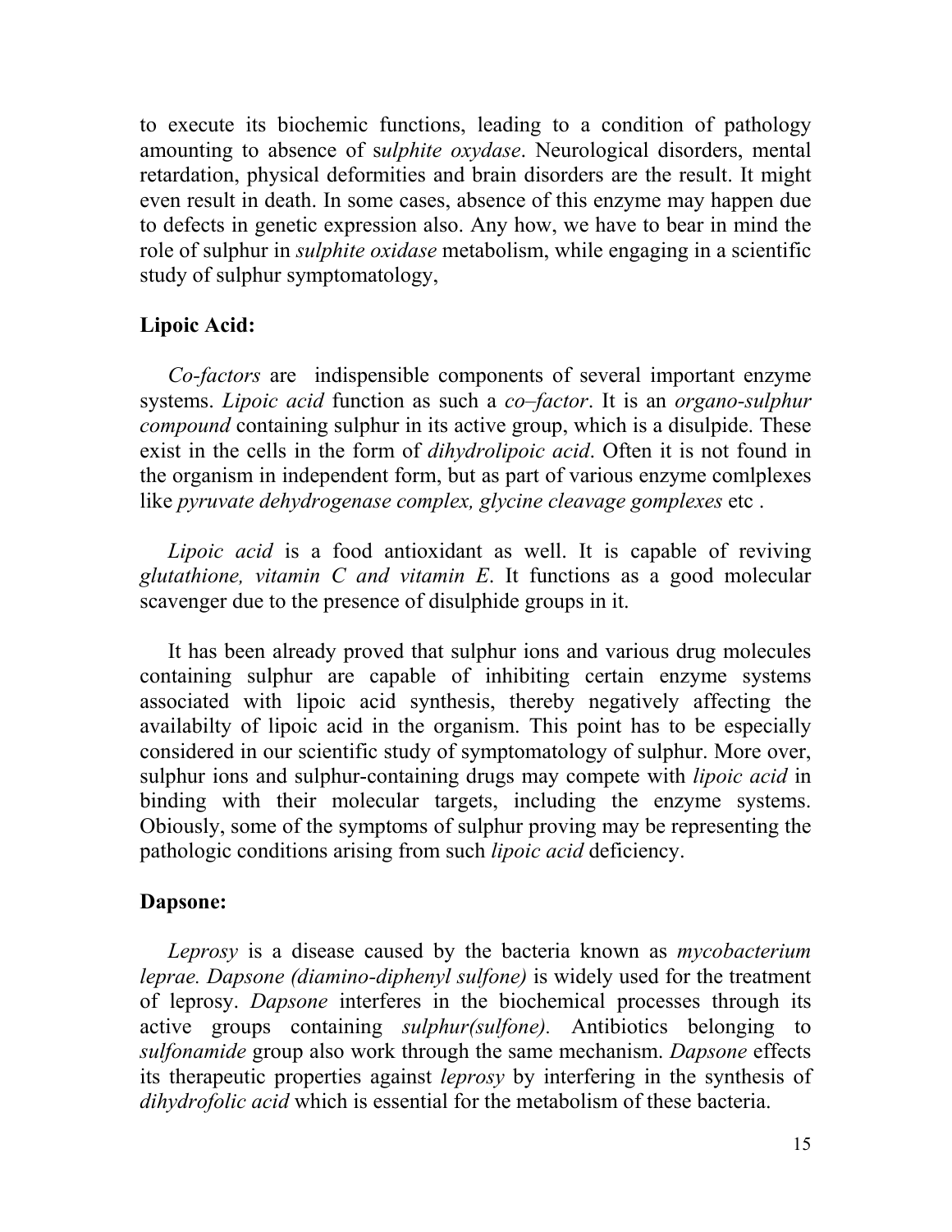to execute its biochemic functions, leading to a condition of pathology amounting to absence of s*ulphite oxydase*. Neurological disorders, mental retardation, physical deformities and brain disorders are the result. It might even result in death. In some cases, absence of this enzyme may happen due to defects in genetic expression also. Any how, we have to bear in mind the role of sulphur in *sulphite oxidase* metabolism, while engaging in a scientific study of sulphur symptomatology,

**Lipoic Acid:**

*Co-factors* are indispensible components of several important enzyme systems. *Lipoic acid* function as such a *co–factor*. It is an *organo-sulphur compound* containing sulphur in its active group, which is a disulpide. These exist in the cells in the form of *dihydrolipoic acid*. Often it is not found in the organism in independent form, but as part of various enzyme comlplexes like *pyruvate dehydrogenase complex, glycine cleavage gomplexes* etc .

*Lipoic acid* is a food antioxidant as well. It is capable of reviving *glutathione, vitamin C and vitamin E*. It functions as a good molecular scavenger due to the presence of disulphide groups in it.

It has been already proved that sulphur ions and various drug molecules containing sulphur are capable of inhibiting certain enzyme systems associated with lipoic acid synthesis, thereby negatively affecting the availabilty of lipoic acid in the organism. This point has to be especially considered in our scientific study of symptomatology of sulphur. More over, sulphur ions and sulphur-containing drugs may compete with *lipoic acid* in binding with their molecular targets, including the enzyme systems. Obiously, some of the symptoms of sulphur proving may be representing the pathologic conditions arising from such *lipoic acid* deficiency.

**Dapsone:**

*Leprosy* is a disease caused by the bacteria known as *mycobacterium leprae. Dapsone (diamino-diphenyl sulfone)* is widely used for the treatment of leprosy. *Dapsone* interferes in the biochemical processes through its active groups containing *sulphur(sulfone).* Antibiotics belonging to *sulfonamide* group also work through the same mechanism. *Dapsone* effects its therapeutic properties against *leprosy* by interfering in the synthesis of *dihydrofolic acid* which is essential for the metabolism of these bacteria.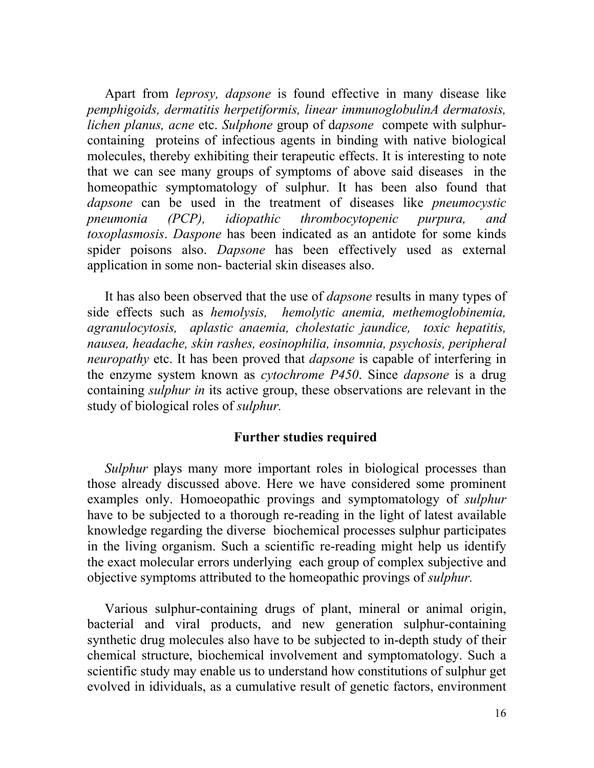Apart from *leprosy, dapsone* is found effective in many disease like *pemphigoids, dermatitis herpetiformis, linear immunoglobulinA dermatosis, lichen planus, acne* etc. *Sulphone* group of d*apsone* compete with sulphur-containing proteins of infectious agents in binding with native biological molecules, thereby exhibiting their terapeutic effects. It is interesting to note that we can see many groups of symptoms of above said diseases in the homeopathic symptomatology of sulphur. It has been also found that *dapsone* can be used in the treatment of diseases like *pneumocystic pneumonia (PCP), idiopathic thrombocytopenic purpura, and toxoplasmosis*. *Daspone* has been indicated as an antidote for some kinds spider poisons also. *Dapsone* has been effectively used as external application in some non- bacterial skin diseases also.

It has also been observed that the use of *dapsone* results in many types of side effects such as *hemolysis, hemolytic anemia, methemoglobinemia, agranulocytosis, aplastic anaemia, cholestatic jaundice, toxic hepatitis, nausea, headache, skin rashes, eosinophilia, insomnia, psychosis, peripheral neuropathy* etc. It has been proved that *dapsone* is capable of interfering in the enzyme system known as *cytochrome P450*. Since *dapsone* is a drug containing *sulphur in* its active group, these observations are relevant in the study of biological roles of *sulphur.*

## Further studies required

*Sulphur* plays many more important roles in biological processes than those already discussed above. Here we have considered some prominent examples only. Homoeopathic provings and symptomatology of *sulphur* have to be subjected to a thorough re-reading in the light of latest available knowledge regarding the diverse biochemical processes sulphur participates in the living organism. Such a scientific re-reading might help us identify the exact molecular errors underlying each group of complex subjective and objective symptoms attributed to the homeopathic provings of *sulphur.*

Various sulphur-containing drugs of plant, mineral or animal origin, bacterial and viral products, and new generation sulphur-containing synthetic drug molecules also have to be subjected to in-depth study of their chemical structure, biochemical involvement and symptomatology. Such a scientific study may enable us to understand how constitutions of sulphur get evolved in idividuals, as a cumulative result of genetic factors, environment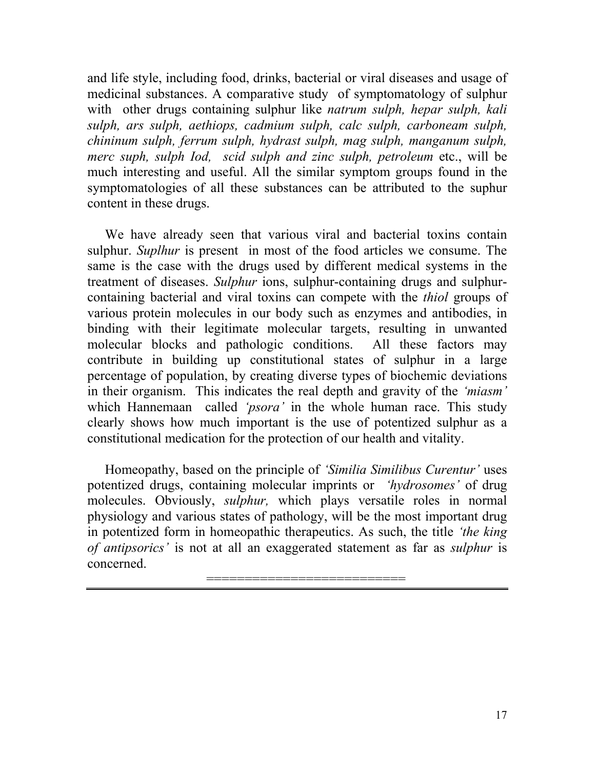and life style, including food, drinks, bacterial or viral diseases and usage of medicinal substances. A comparative study of symptomatology of sulphur with other drugs containing sulphur like *natrum sulph, hepar sulph, kali sulph, ars sulph, aethiops, cadmium sulph, calc sulph, carboneam sulph, chininum sulph, ferrum sulph, hydrast sulph, mag sulph, manganum sulph, merc suph, sulph Iod, scid sulph and zinc sulph, petroleum* etc., will be much interesting and useful. All the similar symptom groups found in the symptomatologies of all these substances can be attributed to the suphur content in these drugs.

We have already seen that various viral and bacterial toxins contain sulphur. *Suplhur* is present in most of the food articles we consume. The same is the case with the drugs used by different medical systems in the treatment of diseases. *Sulphur* ions, sulphur-containing drugs and sulphur-containing bacterial and viral toxins can compete with the *thiol* groups of various protein molecules in our body such as enzymes and antibodies, in binding with their legitimate molecular targets, resulting in unwanted molecular blocks and pathologic conditions. All these factors may contribute in building up constitutional states of sulphur in a large percentage of population, by creating diverse types of biochemic deviations in their organism. This indicates the real depth and gravity of the *'miasm'* which Hannemaan called *'psora'* in the whole human race. This study clearly shows how much important is the use of potentized sulphur as a constitutional medication for the protection of our health and vitality.

Homeopathy, based on the principle of *'Similia Similibus Curentur'* uses potentized drugs, containing molecular imprints or *'hydrosomes'* of drug molecules. Obviously, *sulphur,* which plays versatile roles in normal physiology and various states of pathology, will be the most important drug in potentized form in homeopathic therapeutics. As such, the title *'the king of antipsorics'* is not at all an exaggerated statement as far as *sulphur* is concerned.

=========================